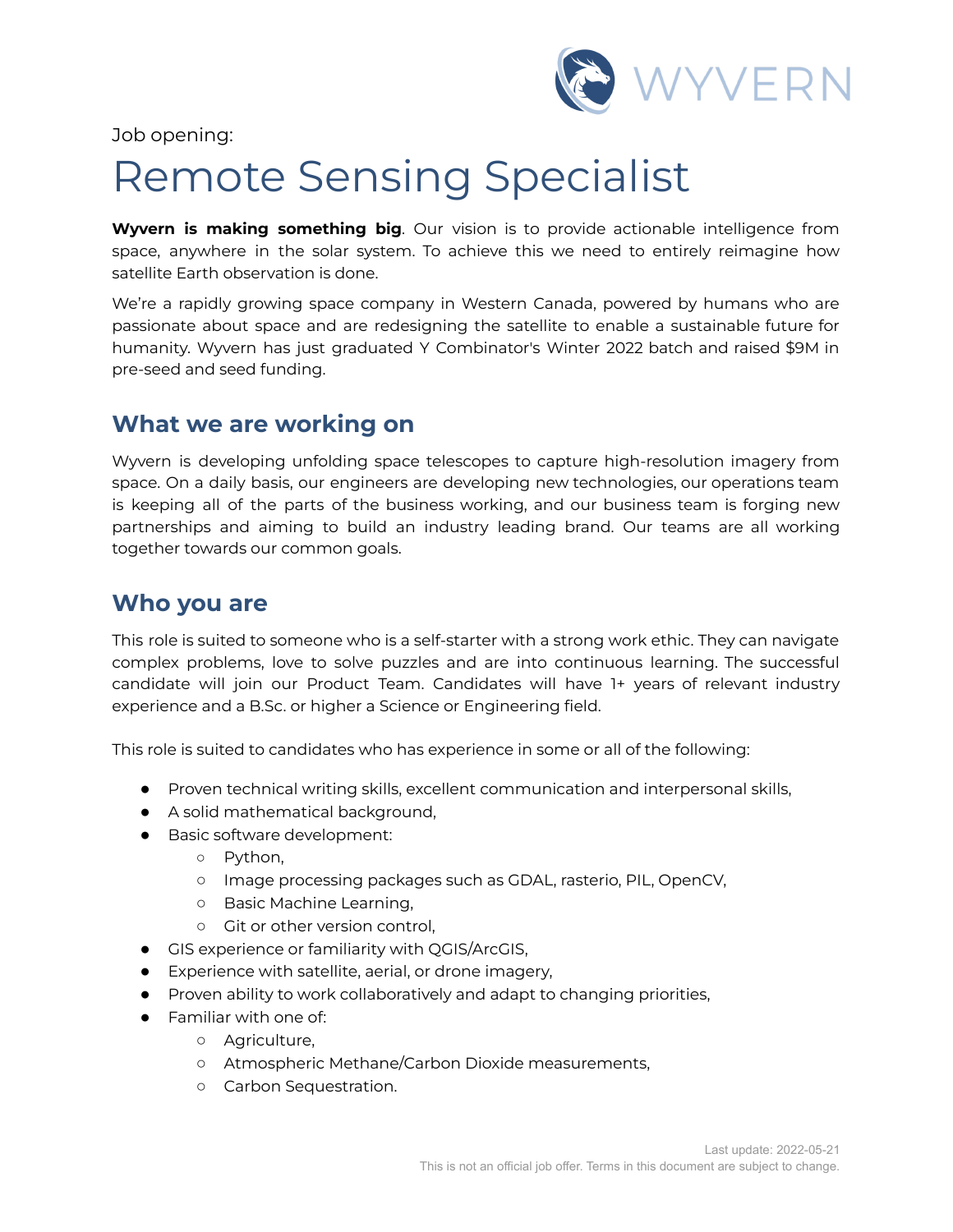WYVERN

Job opening:

# Remote Sensing Specialist

**Wyvern is making something big**. Our vision is to provide actionable intelligence from space, anywhere in the solar system. To achieve this we need to entirely reimagine how satellite Earth observation is done.

We're a rapidly growing space company in Western Canada, powered by humans who are passionate about space and are redesigning the satellite to enable a sustainable future for humanity. Wyvern has just graduated Y Combinator's Winter 2022 batch and raised $9M in pre-seed and seed funding.

## What we are working on

Wyvern is developing unfolding space telescopes to capture high-resolution imagery from space. On a daily basis, our engineers are developing new technologies, our operations team is keeping all of the parts of the business working, and our business team is forging new partnerships and aiming to build an industry leading brand. Our teams are all working together towards our common goals.

## Who you are

This role is suited to someone who is a self-starter with a strong work ethic. They can navigate complex problems, love to solve puzzles and are into continuous learning. The successful candidate will join our Product Team. Candidates will have 1+ years of relevant industry experience and a B.Sc. or higher a Science or Engineering field.

This role is suited to candidates who has experience in some or all of the following:

- Proven technical writing skills, excellent communication and interpersonal skills,
- A solid mathematical background,
- Basic software development:
  - Python,
  - Image processing packages such as GDAL, rasterio, PIL, OpenCV,
  - Basic Machine Learning,
  - Git or other version control,
- GIS experience or familiarity with QGIS/ArcGIS,
- Experience with satellite, aerial, or drone imagery,
- Proven ability to work collaboratively and adapt to changing priorities,
- Familiar with one of:
  - Agriculture,
  - Atmospheric Methane/Carbon Dioxide measurements,
  - Carbon Sequestration.

Last update: 2022-05-21
This is not an official job offer. Terms in this document are subject to change.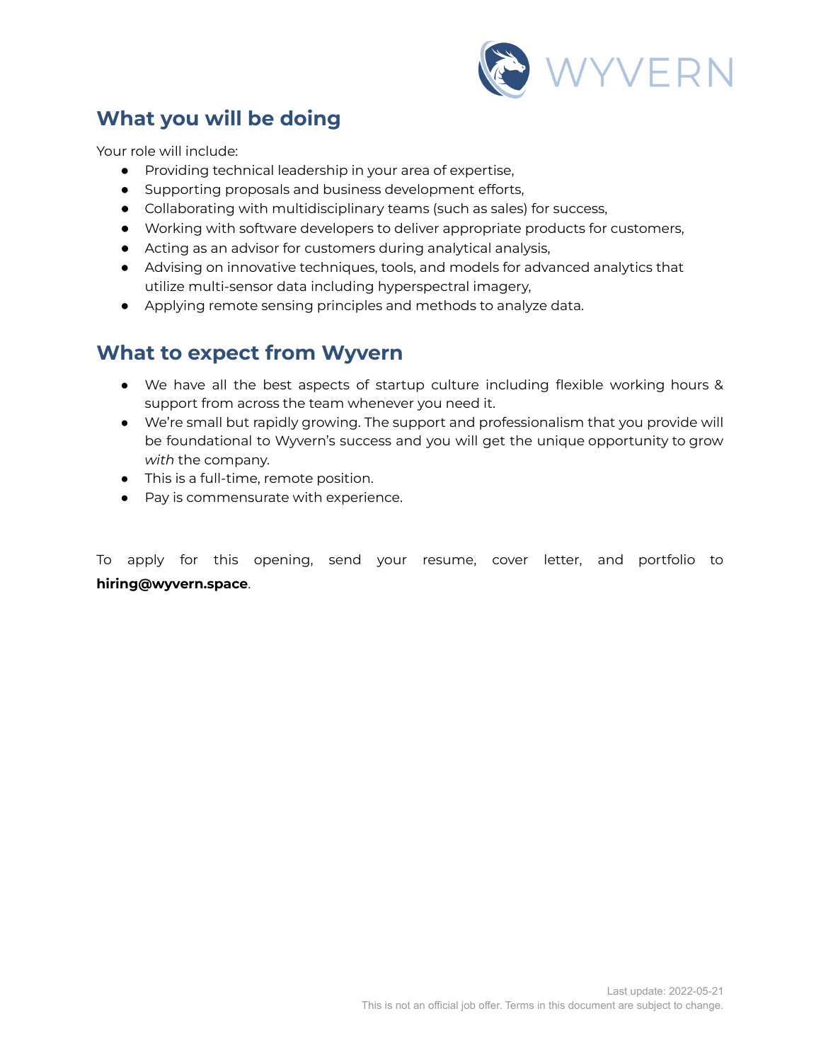## What you will be doing

Your role will include:

- Providing technical leadership in your area of expertise,
- Supporting proposals and business development efforts,
- Collaborating with multidisciplinary teams (such as sales) for success,
- Working with software developers to deliver appropriate products for customers,
- Acting as an advisor for customers during analytical analysis,
- Advising on innovative techniques, tools, and models for advanced analytics that utilize multi-sensor data including hyperspectral imagery,
- Applying remote sensing principles and methods to analyze data.

## What to expect from Wyvern

- We have all the best aspects of startup culture including flexible working hours & support from across the team whenever you need it.
- We're small but rapidly growing. The support and professionalism that you provide will be foundational to Wyvern's success and you will get the unique opportunity to grow *with* the company.
- This is a full-time, remote position.
- Pay is commensurate with experience.

To apply for this opening, send your resume, cover letter, and portfolio to **hiring@wyvern.space**.

Last update: 2022-05-21
This is not an official job offer. Terms in this document are subject to change.